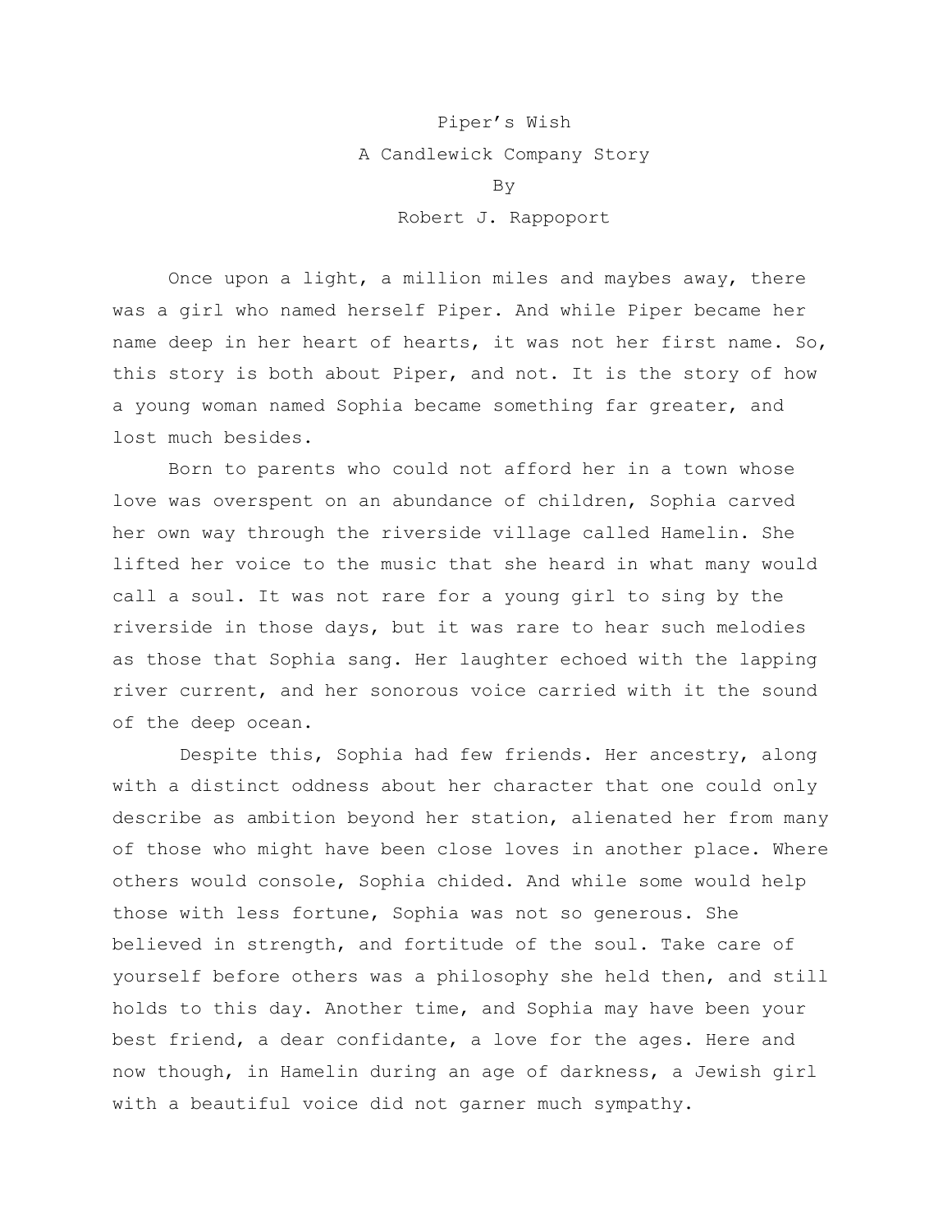# Piper's Wish

A Candlewick Company Story

By

Robert J. Rappoport

Once upon a light, a million miles and maybes away, there was a girl who named herself Piper. And while Piper became her name deep in her heart of hearts, it was not her first name. So, this story is both about Piper, and not. It is the story of how a young woman named Sophia became something far greater, and lost much besides.

Born to parents who could not afford her in a town whose love was overspent on an abundance of children, Sophia carved her own way through the riverside village called Hamelin. She lifted her voice to the music that she heard in what many would call a soul. It was not rare for a young girl to sing by the riverside in those days, but it was rare to hear such melodies as those that Sophia sang. Her laughter echoed with the lapping river current, and her sonorous voice carried with it the sound of the deep ocean.

Despite this, Sophia had few friends. Her ancestry, along with a distinct oddness about her character that one could only describe as ambition beyond her station, alienated her from many of those who might have been close loves in another place. Where others would console, Sophia chided. And while some would help those with less fortune, Sophia was not so generous. She believed in strength, and fortitude of the soul. Take care of yourself before others was a philosophy she held then, and still holds to this day. Another time, and Sophia may have been your best friend, a dear confidante, a love for the ages. Here and now though, in Hamelin during an age of darkness, a Jewish girl with a beautiful voice did not garner much sympathy.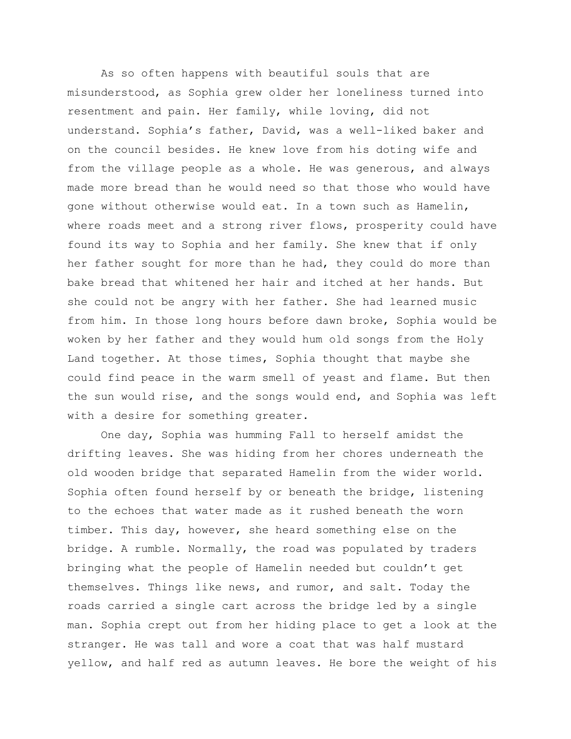As so often happens with beautiful souls that are misunderstood, as Sophia grew older her loneliness turned into resentment and pain. Her family, while loving, did not understand. Sophia's father, David, was a well-liked baker and on the council besides. He knew love from his doting wife and from the village people as a whole. He was generous, and always made more bread than he would need so that those who would have gone without otherwise would eat. In a town such as Hamelin, where roads meet and a strong river flows, prosperity could have found its way to Sophia and her family. She knew that if only her father sought for more than he had, they could do more than bake bread that whitened her hair and itched at her hands. But she could not be angry with her father. She had learned music from him. In those long hours before dawn broke, Sophia would be woken by her father and they would hum old songs from the Holy Land together. At those times, Sophia thought that maybe she could find peace in the warm smell of yeast and flame. But then the sun would rise, and the songs would end, and Sophia was left with a desire for something greater.

One day, Sophia was humming Fall to herself amidst the drifting leaves. She was hiding from her chores underneath the old wooden bridge that separated Hamelin from the wider world. Sophia often found herself by or beneath the bridge, listening to the echoes that water made as it rushed beneath the worn timber. This day, however, she heard something else on the bridge. A rumble. Normally, the road was populated by traders bringing what the people of Hamelin needed but couldn't get themselves. Things like news, and rumor, and salt. Today the roads carried a single cart across the bridge led by a single man. Sophia crept out from her hiding place to get a look at the stranger. He was tall and wore a coat that was half mustard yellow, and half red as autumn leaves. He bore the weight of his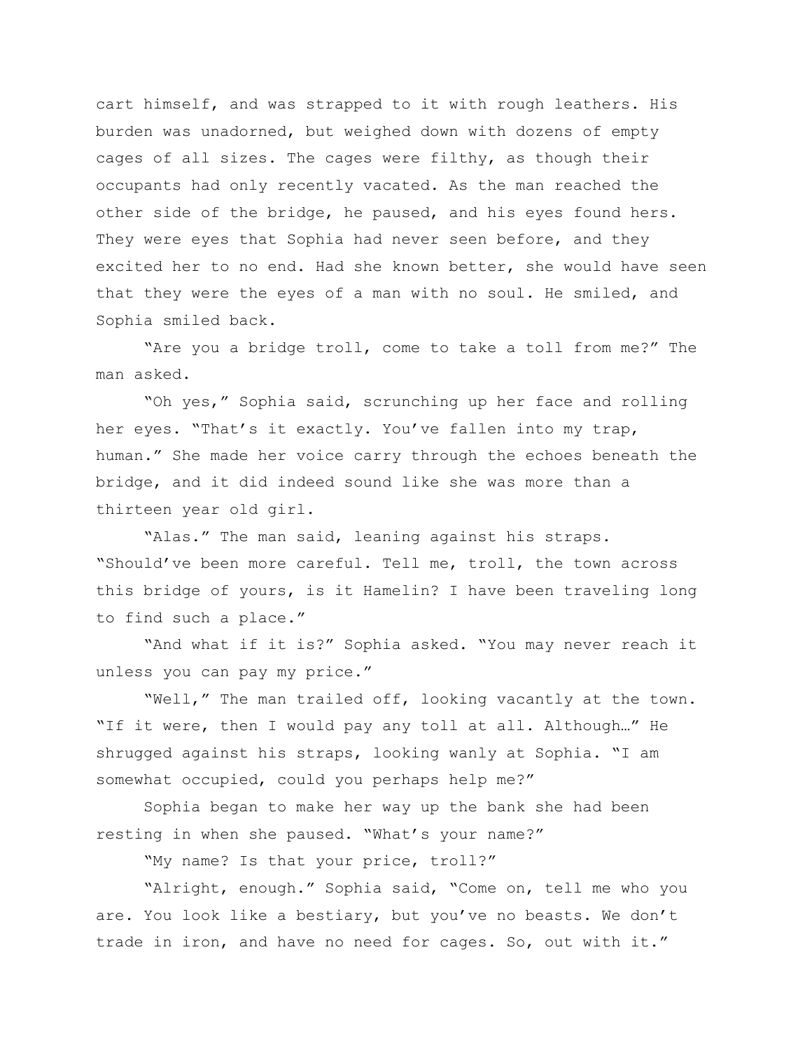cart himself, and was strapped to it with rough leathers. His burden was unadorned, but weighed down with dozens of empty cages of all sizes. The cages were filthy, as though their occupants had only recently vacated. As the man reached the other side of the bridge, he paused, and his eyes found hers. They were eyes that Sophia had never seen before, and they excited her to no end. Had she known better, she would have seen that they were the eyes of a man with no soul. He smiled, and Sophia smiled back.

"Are you a bridge troll, come to take a toll from me?" The man asked.

"Oh yes," Sophia said, scrunching up her face and rolling her eyes. "That's it exactly. You've fallen into my trap, human." She made her voice carry through the echoes beneath the bridge, and it did indeed sound like she was more than a thirteen year old girl.

"Alas." The man said, leaning against his straps. "Should've been more careful. Tell me, troll, the town across this bridge of yours, is it Hamelin? I have been traveling long to find such a place."

"And what if it is?" Sophia asked. "You may never reach it unless you can pay my price."

"Well," The man trailed off, looking vacantly at the town. "If it were, then I would pay any toll at all. Although…" He shrugged against his straps, looking wanly at Sophia. "I am somewhat occupied, could you perhaps help me?"

Sophia began to make her way up the bank she had been resting in when she paused. "What's your name?"

"My name? Is that your price, troll?"

"Alright, enough." Sophia said, "Come on, tell me who you are. You look like a bestiary, but you've no beasts. We don't trade in iron, and have no need for cages. So, out with it."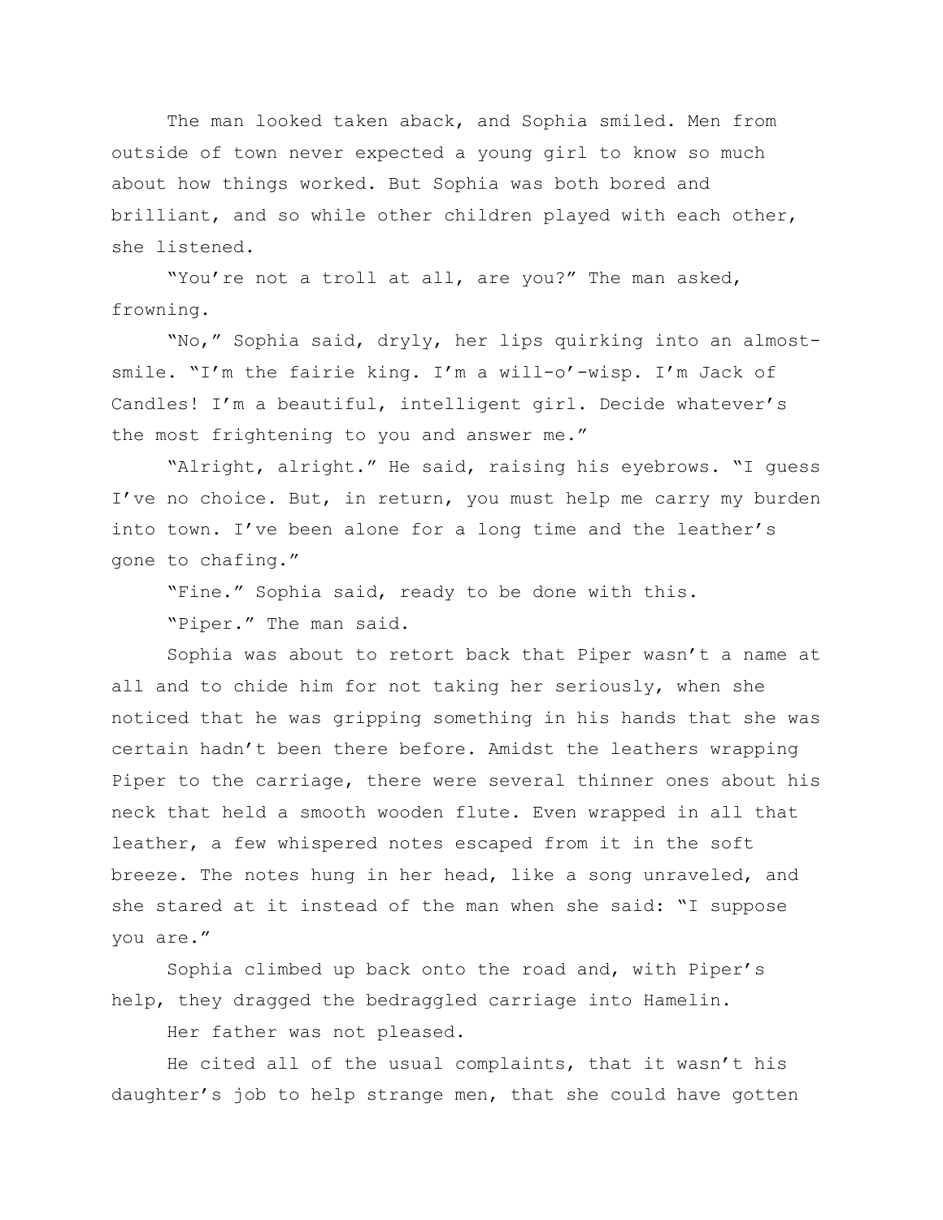The man looked taken aback, and Sophia smiled. Men from outside of town never expected a young girl to know so much about how things worked. But Sophia was both bored and brilliant, and so while other children played with each other, she listened.

"You're not a troll at all, are you?" The man asked, frowning.

"No," Sophia said, dryly, her lips quirking into an almost-smile. "I'm the fairie king. I'm a will-o'-wisp. I'm Jack of Candles! I'm a beautiful, intelligent girl. Decide whatever's the most frightening to you and answer me."

"Alright, alright." He said, raising his eyebrows. "I guess I've no choice. But, in return, you must help me carry my burden into town. I've been alone for a long time and the leather's gone to chafing."

"Fine." Sophia said, ready to be done with this.

"Piper." The man said.

Sophia was about to retort back that Piper wasn't a name at all and to chide him for not taking her seriously, when she noticed that he was gripping something in his hands that she was certain hadn't been there before. Amidst the leathers wrapping Piper to the carriage, there were several thinner ones about his neck that held a smooth wooden flute. Even wrapped in all that leather, a few whispered notes escaped from it in the soft breeze. The notes hung in her head, like a song unraveled, and she stared at it instead of the man when she said: "I suppose you are."

Sophia climbed up back onto the road and, with Piper's help, they dragged the bedraggled carriage into Hamelin.

Her father was not pleased.

He cited all of the usual complaints, that it wasn't his daughter's job to help strange men, that she could have gotten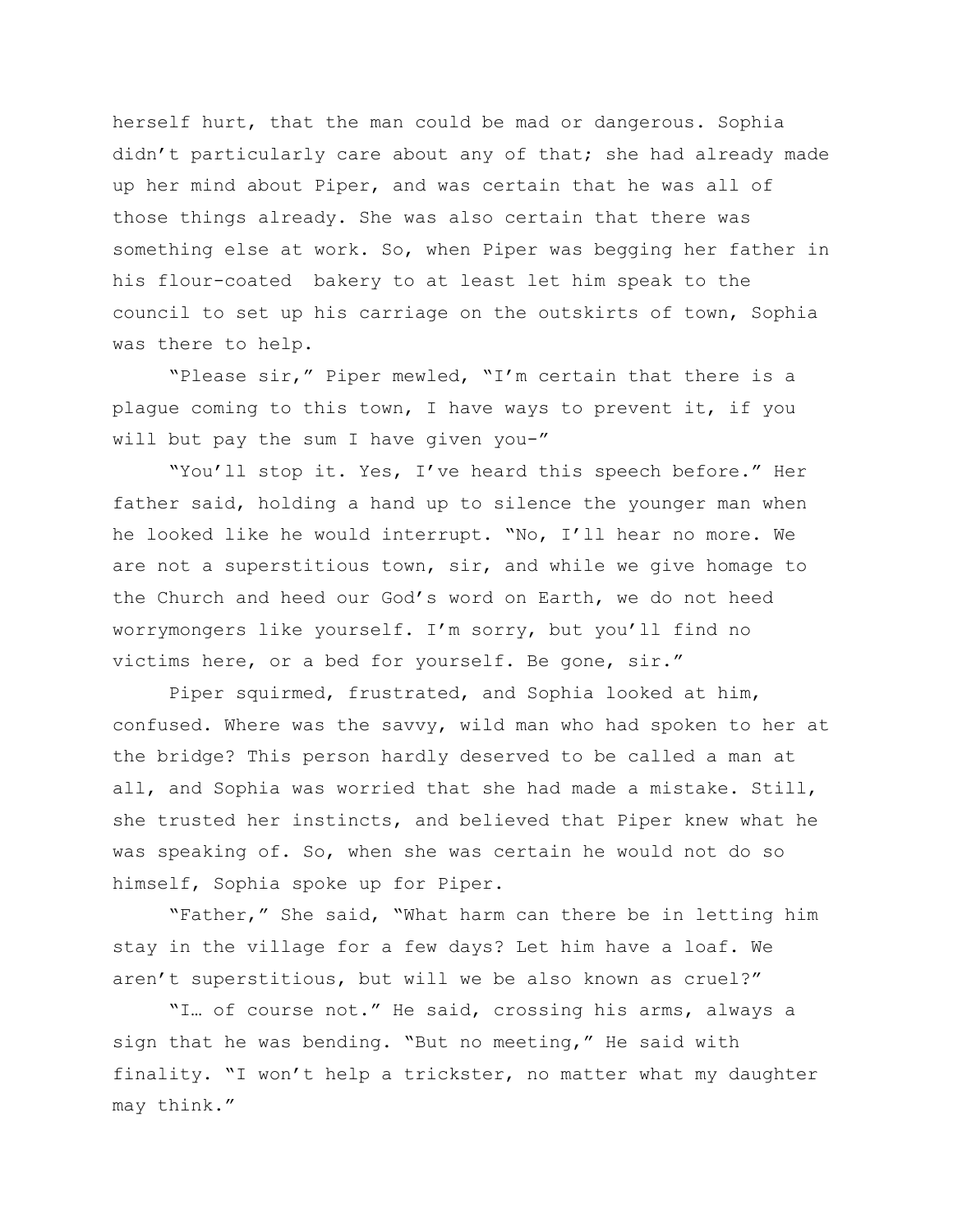herself hurt, that the man could be mad or dangerous. Sophia didn't particularly care about any of that; she had already made up her mind about Piper, and was certain that he was all of those things already. She was also certain that there was something else at work. So, when Piper was begging her father in his flour-coated bakery to at least let him speak to the council to set up his carriage on the outskirts of town, Sophia was there to help.

"Please sir," Piper mewled, "I'm certain that there is a plague coming to this town, I have ways to prevent it, if you will but pay the sum I have given you-"

"You'll stop it. Yes, I've heard this speech before." Her father said, holding a hand up to silence the younger man when he looked like he would interrupt. "No, I'll hear no more. We are not a superstitious town, sir, and while we give homage to the Church and heed our God's word on Earth, we do not heed worrymongers like yourself. I'm sorry, but you'll find no victims here, or a bed for yourself. Be gone, sir."

Piper squirmed, frustrated, and Sophia looked at him, confused. Where was the savvy, wild man who had spoken to her at the bridge? This person hardly deserved to be called a man at all, and Sophia was worried that she had made a mistake. Still, she trusted her instincts, and believed that Piper knew what he was speaking of. So, when she was certain he would not do so himself, Sophia spoke up for Piper.

"Father," She said, "What harm can there be in letting him stay in the village for a few days? Let him have a loaf. We aren't superstitious, but will we be also known as cruel?"

"I… of course not." He said, crossing his arms, always a sign that he was bending. "But no meeting," He said with finality. "I won't help a trickster, no matter what my daughter may think."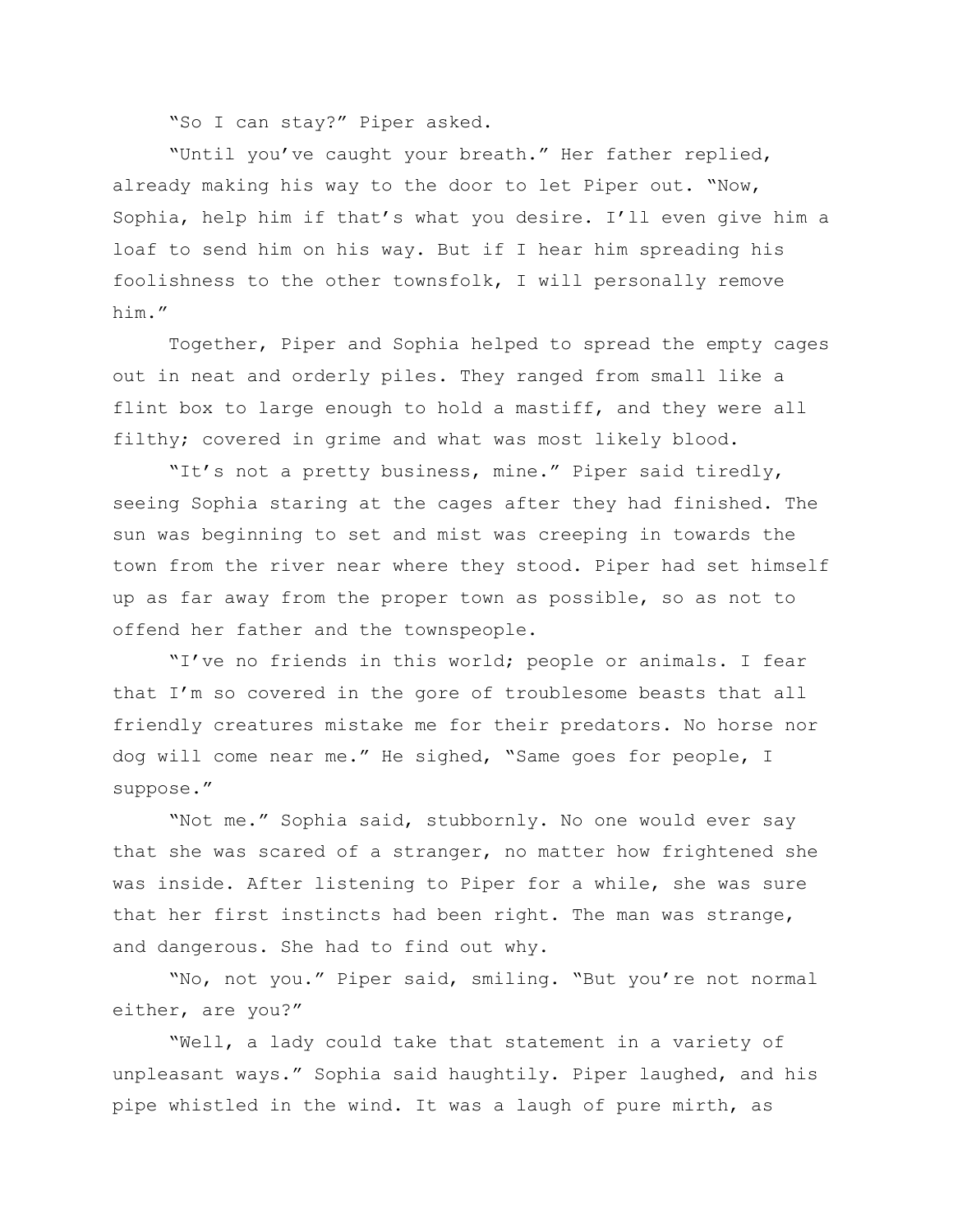"So I can stay?" Piper asked.

"Until you've caught your breath." Her father replied, already making his way to the door to let Piper out. "Now, Sophia, help him if that's what you desire. I'll even give him a loaf to send him on his way. But if I hear him spreading his foolishness to the other townsfolk, I will personally remove him."

Together, Piper and Sophia helped to spread the empty cages out in neat and orderly piles. They ranged from small like a flint box to large enough to hold a mastiff, and they were all filthy; covered in grime and what was most likely blood.

"It's not a pretty business, mine." Piper said tiredly, seeing Sophia staring at the cages after they had finished. The sun was beginning to set and mist was creeping in towards the town from the river near where they stood. Piper had set himself up as far away from the proper town as possible, so as not to offend her father and the townspeople.

"I've no friends in this world; people or animals. I fear that I'm so covered in the gore of troublesome beasts that all friendly creatures mistake me for their predators. No horse nor dog will come near me." He sighed, "Same goes for people, I suppose."

"Not me." Sophia said, stubbornly. No one would ever say that she was scared of a stranger, no matter how frightened she was inside. After listening to Piper for a while, she was sure that her first instincts had been right. The man was strange, and dangerous. She had to find out why.

"No, not you." Piper said, smiling. "But you're not normal either, are you?"

"Well, a lady could take that statement in a variety of unpleasant ways." Sophia said haughtily. Piper laughed, and his pipe whistled in the wind. It was a laugh of pure mirth, as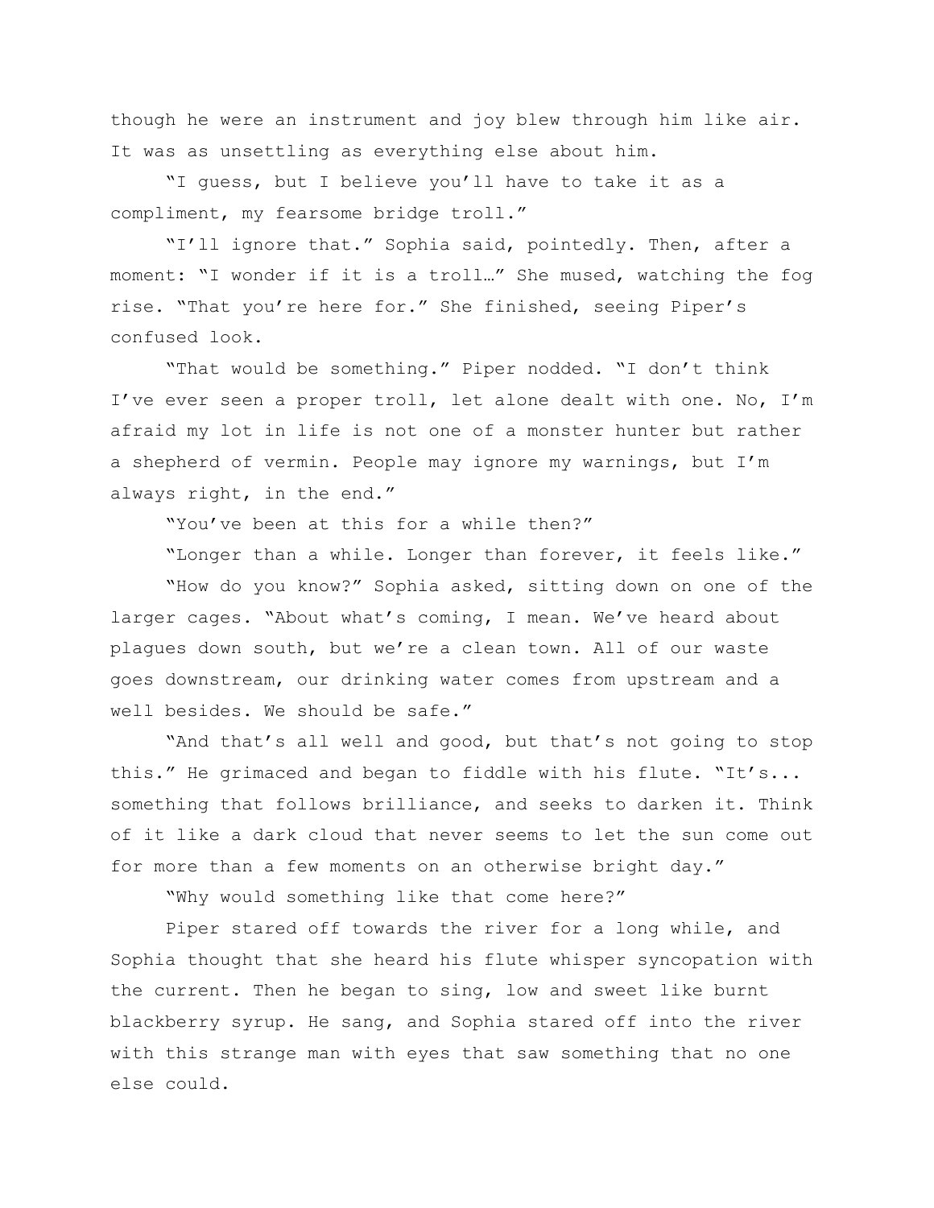though he were an instrument and joy blew through him like air. It was as unsettling as everything else about him.

"I guess, but I believe you'll have to take it as a compliment, my fearsome bridge troll."

"I'll ignore that." Sophia said, pointedly. Then, after a moment: "I wonder if it is a troll…" She mused, watching the fog rise. "That you're here for." She finished, seeing Piper's confused look.

"That would be something." Piper nodded. "I don't think I've ever seen a proper troll, let alone dealt with one. No, I'm afraid my lot in life is not one of a monster hunter but rather a shepherd of vermin. People may ignore my warnings, but I'm always right, in the end."

"You've been at this for a while then?"

"Longer than a while. Longer than forever, it feels like."

"How do you know?" Sophia asked, sitting down on one of the larger cages. "About what's coming, I mean. We've heard about plagues down south, but we're a clean town. All of our waste goes downstream, our drinking water comes from upstream and a well besides. We should be safe."

"And that's all well and good, but that's not going to stop this." He grimaced and began to fiddle with his flute. "It's... something that follows brilliance, and seeks to darken it. Think of it like a dark cloud that never seems to let the sun come out for more than a few moments on an otherwise bright day."

"Why would something like that come here?"

Piper stared off towards the river for a long while, and Sophia thought that she heard his flute whisper syncopation with the current. Then he began to sing, low and sweet like burnt blackberry syrup. He sang, and Sophia stared off into the river with this strange man with eyes that saw something that no one else could.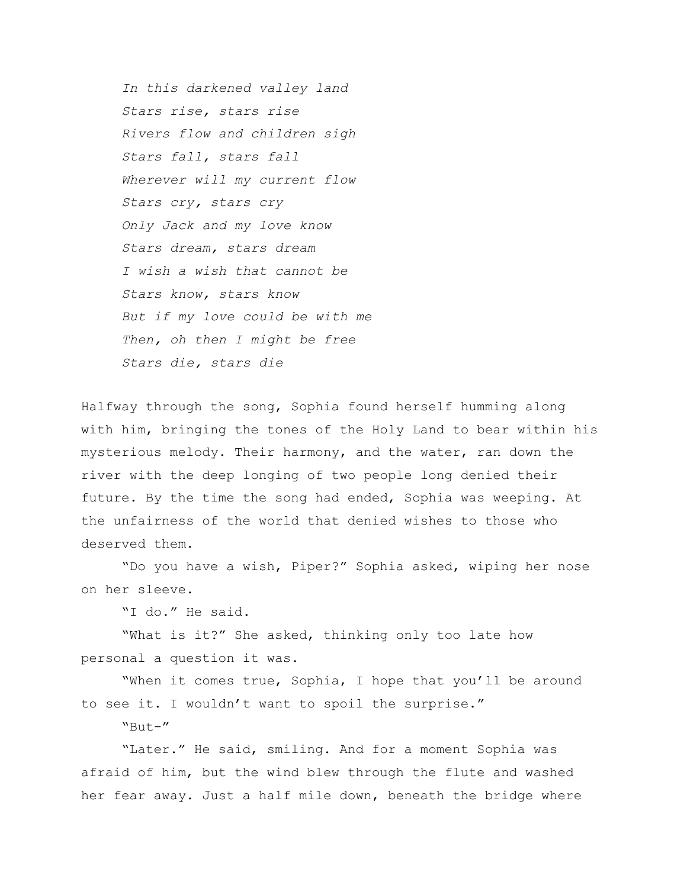*In this darkened valley land*  
*Stars rise, stars rise*  
*Rivers flow and children sigh*  
*Stars fall, stars fall*  
*Wherever will my current flow*  
*Stars cry, stars cry*  
*Only Jack and my love know*  
*Stars dream, stars dream*  
*I wish a wish that cannot be*  
*Stars know, stars know*  
*But if my love could be with me*  
*Then, oh then I might be free*  
*Stars die, stars die*

Halfway through the song, Sophia found herself humming along with him, bringing the tones of the Holy Land to bear within his mysterious melody. Their harmony, and the water, ran down the river with the deep longing of two people long denied their future. By the time the song had ended, Sophia was weeping. At the unfairness of the world that denied wishes to those who deserved them.

"Do you have a wish, Piper?" Sophia asked, wiping her nose on her sleeve.

"I do." He said.

"What is it?" She asked, thinking only too late how personal a question it was.

"When it comes true, Sophia, I hope that you'll be around to see it. I wouldn't want to spoil the surprise."

"But-"

"Later." He said, smiling. And for a moment Sophia was afraid of him, but the wind blew through the flute and washed her fear away. Just a half mile down, beneath the bridge where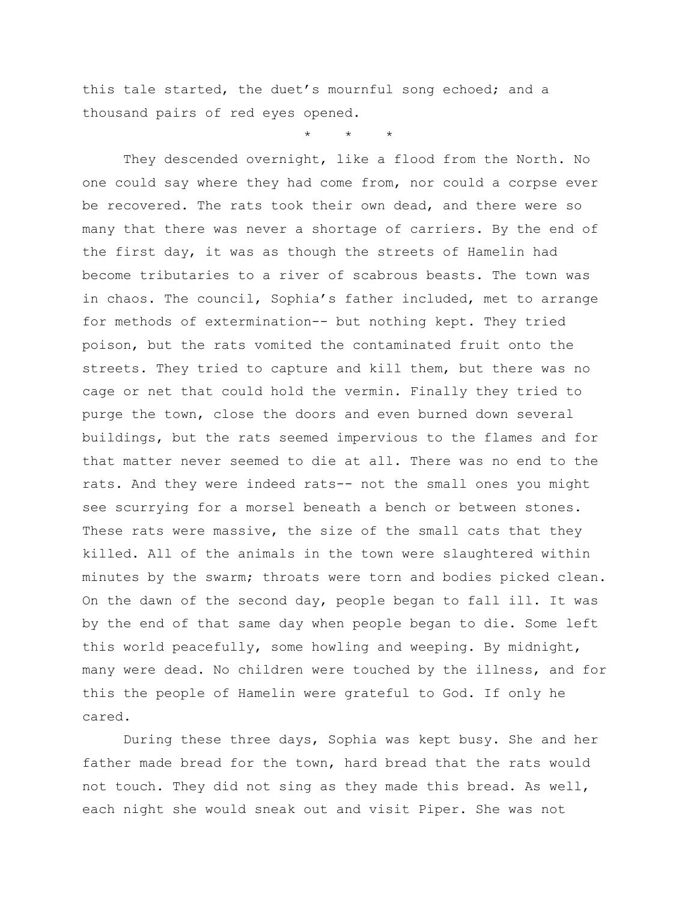this tale started, the duet's mournful song echoed; and a thousand pairs of red eyes opened.

\*    \*    \*

They descended overnight, like a flood from the North. No one could say where they had come from, nor could a corpse ever be recovered. The rats took their own dead, and there were so many that there was never a shortage of carriers. By the end of the first day, it was as though the streets of Hamelin had become tributaries to a river of scabrous beasts. The town was in chaos. The council, Sophia's father included, met to arrange for methods of extermination-- but nothing kept. They tried poison, but the rats vomited the contaminated fruit onto the streets. They tried to capture and kill them, but there was no cage or net that could hold the vermin. Finally they tried to purge the town, close the doors and even burned down several buildings, but the rats seemed impervious to the flames and for that matter never seemed to die at all. There was no end to the rats. And they were indeed rats-- not the small ones you might see scurrying for a morsel beneath a bench or between stones. These rats were massive, the size of the small cats that they killed. All of the animals in the town were slaughtered within minutes by the swarm; throats were torn and bodies picked clean. On the dawn of the second day, people began to fall ill. It was by the end of that same day when people began to die. Some left this world peacefully, some howling and weeping. By midnight, many were dead. No children were touched by the illness, and for this the people of Hamelin were grateful to God. If only he cared.

During these three days, Sophia was kept busy. She and her father made bread for the town, hard bread that the rats would not touch. They did not sing as they made this bread. As well, each night she would sneak out and visit Piper. She was not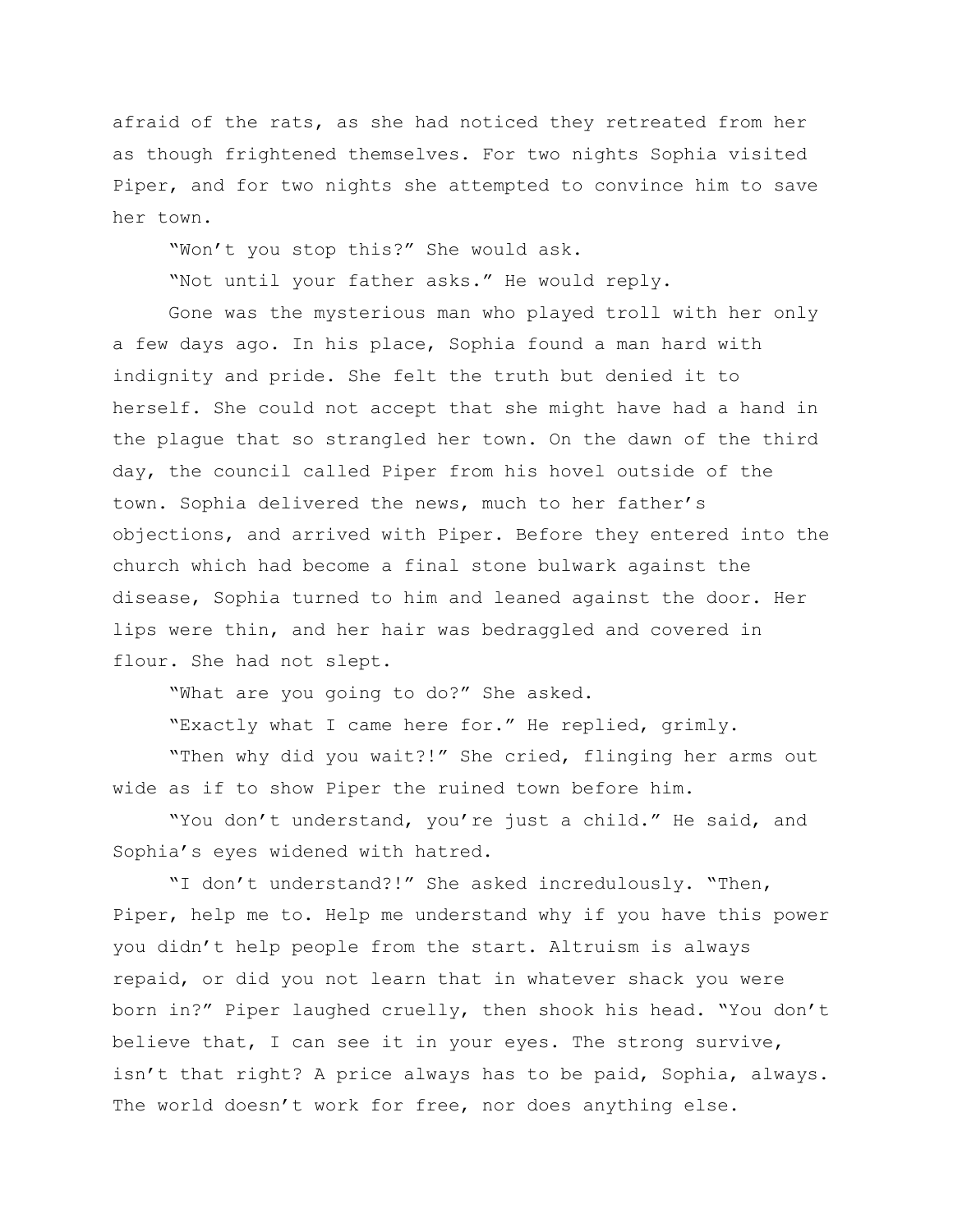afraid of the rats, as she had noticed they retreated from her as though frightened themselves. For two nights Sophia visited Piper, and for two nights she attempted to convince him to save her town.

"Won't you stop this?" She would ask.

"Not until your father asks." He would reply.

Gone was the mysterious man who played troll with her only a few days ago. In his place, Sophia found a man hard with indignity and pride. She felt the truth but denied it to herself. She could not accept that she might have had a hand in the plague that so strangled her town. On the dawn of the third day, the council called Piper from his hovel outside of the town. Sophia delivered the news, much to her father's objections, and arrived with Piper. Before they entered into the church which had become a final stone bulwark against the disease, Sophia turned to him and leaned against the door. Her lips were thin, and her hair was bedraggled and covered in flour. She had not slept.

"What are you going to do?" She asked.

"Exactly what I came here for." He replied, grimly.

"Then why did you wait?!" She cried, flinging her arms out wide as if to show Piper the ruined town before him.

"You don't understand, you're just a child." He said, and Sophia's eyes widened with hatred.

"I don't understand?!" She asked incredulously. "Then, Piper, help me to. Help me understand why if you have this power you didn't help people from the start. Altruism is always repaid, or did you not learn that in whatever shack you were born in?" Piper laughed cruelly, then shook his head. "You don't believe that, I can see it in your eyes. The strong survive, isn't that right? A price always has to be paid, Sophia, always. The world doesn't work for free, nor does anything else.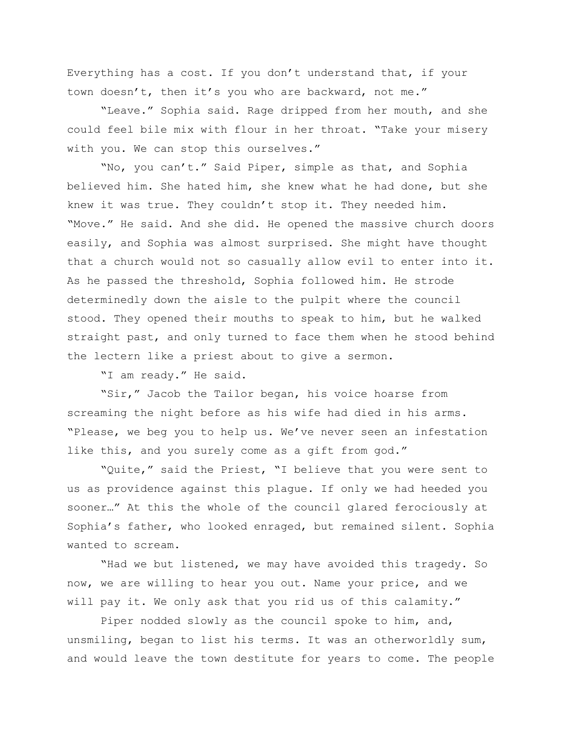Everything has a cost. If you don't understand that, if your town doesn't, then it's you who are backward, not me."

"Leave." Sophia said. Rage dripped from her mouth, and she could feel bile mix with flour in her throat. "Take your misery with you. We can stop this ourselves."

"No, you can't." Said Piper, simple as that, and Sophia believed him. She hated him, she knew what he had done, but she knew it was true. They couldn't stop it. They needed him. "Move." He said. And she did. He opened the massive church doors easily, and Sophia was almost surprised. She might have thought that a church would not so casually allow evil to enter into it. As he passed the threshold, Sophia followed him. He strode determinedly down the aisle to the pulpit where the council stood. They opened their mouths to speak to him, but he walked straight past, and only turned to face them when he stood behind the lectern like a priest about to give a sermon.

"I am ready." He said.

"Sir," Jacob the Tailor began, his voice hoarse from screaming the night before as his wife had died in his arms. "Please, we beg you to help us. We've never seen an infestation like this, and you surely come as a gift from god."

"Quite," said the Priest, "I believe that you were sent to us as providence against this plague. If only we had heeded you sooner…" At this the whole of the council glared ferociously at Sophia's father, who looked enraged, but remained silent. Sophia wanted to scream.

"Had we but listened, we may have avoided this tragedy. So now, we are willing to hear you out. Name your price, and we will pay it. We only ask that you rid us of this calamity."

Piper nodded slowly as the council spoke to him, and, unsmiling, began to list his terms. It was an otherworldly sum, and would leave the town destitute for years to come. The people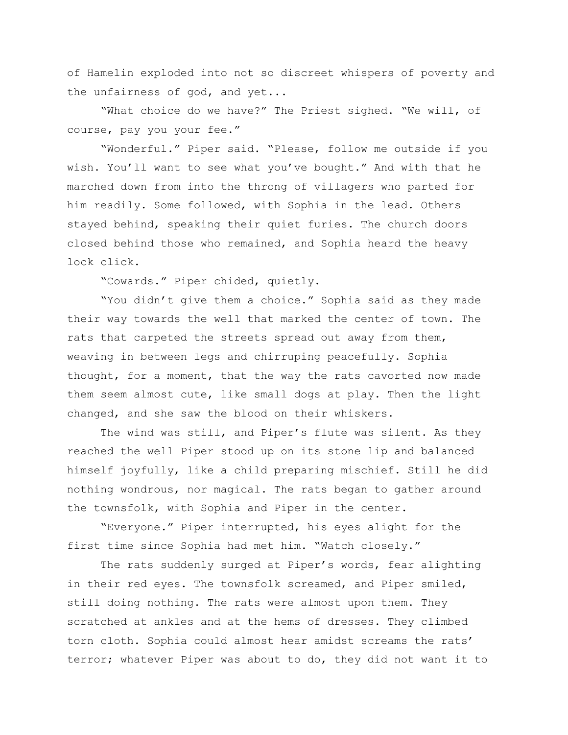of Hamelin exploded into not so discreet whispers of poverty and the unfairness of god, and yet...

"What choice do we have?" The Priest sighed. "We will, of course, pay you your fee."

"Wonderful." Piper said. "Please, follow me outside if you wish. You'll want to see what you've bought." And with that he marched down from into the throng of villagers who parted for him readily. Some followed, with Sophia in the lead. Others stayed behind, speaking their quiet furies. The church doors closed behind those who remained, and Sophia heard the heavy lock click.

"Cowards." Piper chided, quietly.

"You didn't give them a choice." Sophia said as they made their way towards the well that marked the center of town. The rats that carpeted the streets spread out away from them, weaving in between legs and chirruping peacefully. Sophia thought, for a moment, that the way the rats cavorted now made them seem almost cute, like small dogs at play. Then the light changed, and she saw the blood on their whiskers.

The wind was still, and Piper's flute was silent. As they reached the well Piper stood up on its stone lip and balanced himself joyfully, like a child preparing mischief. Still he did nothing wondrous, nor magical. The rats began to gather around the townsfolk, with Sophia and Piper in the center.

"Everyone." Piper interrupted, his eyes alight for the first time since Sophia had met him. "Watch closely."

The rats suddenly surged at Piper's words, fear alighting in their red eyes. The townsfolk screamed, and Piper smiled, still doing nothing. The rats were almost upon them. They scratched at ankles and at the hems of dresses. They climbed torn cloth. Sophia could almost hear amidst screams the rats' terror; whatever Piper was about to do, they did not want it to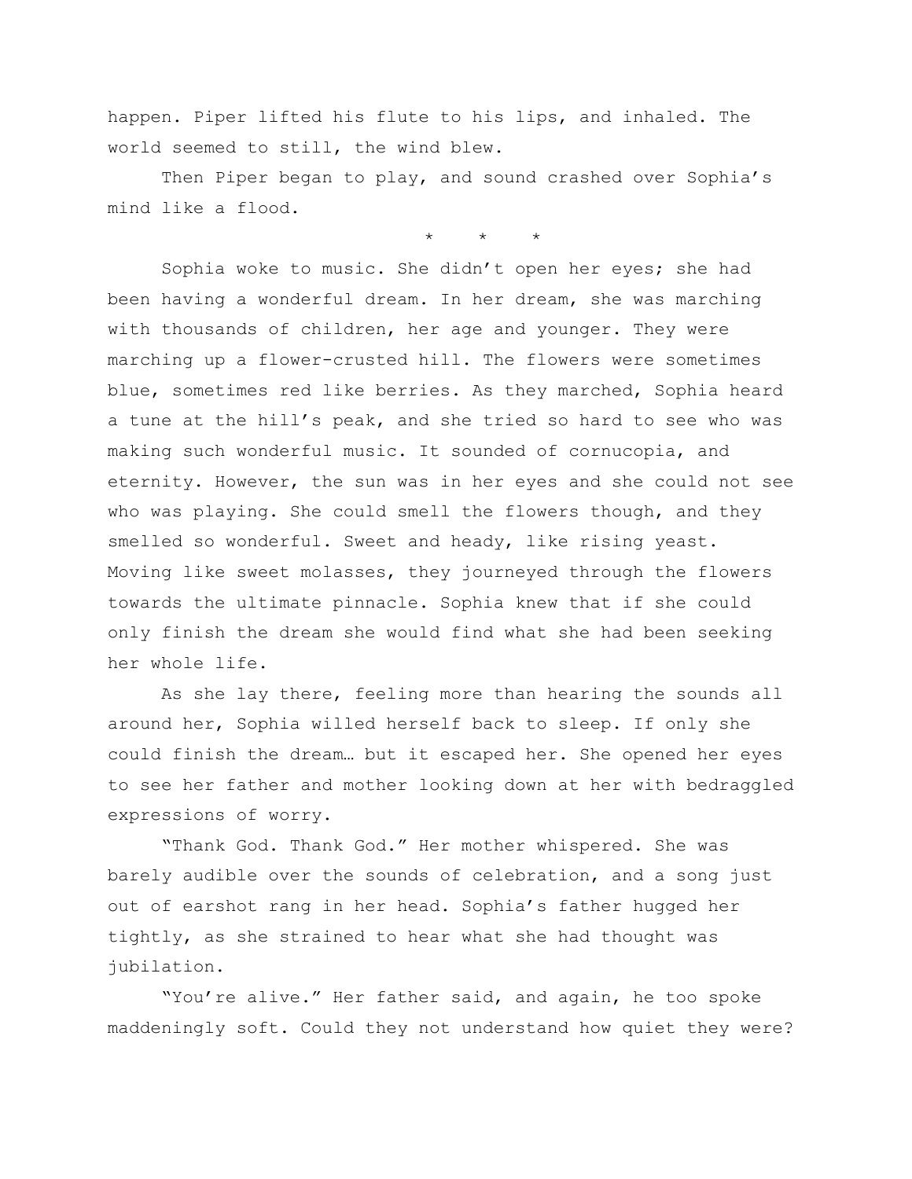happen. Piper lifted his flute to his lips, and inhaled. The world seemed to still, the wind blew.

Then Piper began to play, and sound crashed over Sophia's mind like a flood.

\*     \*     \*

Sophia woke to music. She didn't open her eyes; she had been having a wonderful dream. In her dream, she was marching with thousands of children, her age and younger. They were marching up a flower-crusted hill. The flowers were sometimes blue, sometimes red like berries. As they marched, Sophia heard a tune at the hill's peak, and she tried so hard to see who was making such wonderful music. It sounded of cornucopia, and eternity. However, the sun was in her eyes and she could not see who was playing. She could smell the flowers though, and they smelled so wonderful. Sweet and heady, like rising yeast. Moving like sweet molasses, they journeyed through the flowers towards the ultimate pinnacle. Sophia knew that if she could only finish the dream she would find what she had been seeking her whole life.

As she lay there, feeling more than hearing the sounds all around her, Sophia willed herself back to sleep. If only she could finish the dream… but it escaped her. She opened her eyes to see her father and mother looking down at her with bedraggled expressions of worry.

"Thank God. Thank God." Her mother whispered. She was barely audible over the sounds of celebration, and a song just out of earshot rang in her head. Sophia's father hugged her tightly, as she strained to hear what she had thought was jubilation.

"You're alive." Her father said, and again, he too spoke maddeningly soft. Could they not understand how quiet they were?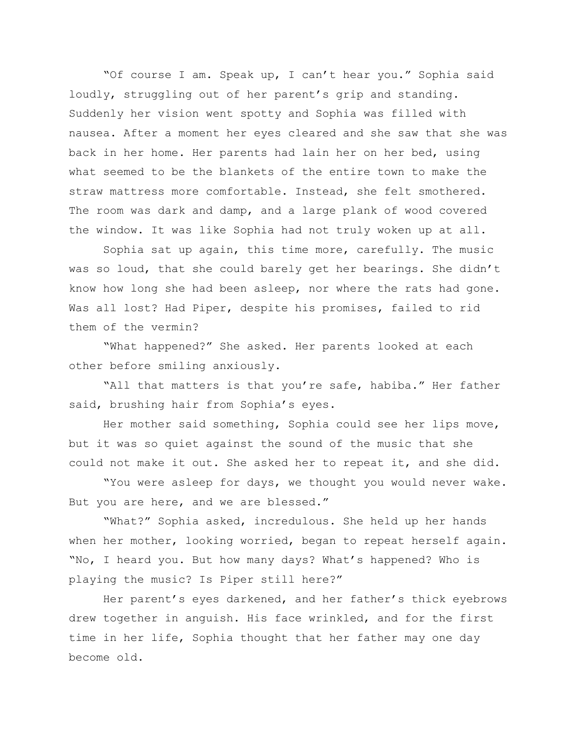"Of course I am. Speak up, I can't hear you." Sophia said loudly, struggling out of her parent's grip and standing. Suddenly her vision went spotty and Sophia was filled with nausea. After a moment her eyes cleared and she saw that she was back in her home. Her parents had lain her on her bed, using what seemed to be the blankets of the entire town to make the straw mattress more comfortable. Instead, she felt smothered. The room was dark and damp, and a large plank of wood covered the window. It was like Sophia had not truly woken up at all.

Sophia sat up again, this time more, carefully. The music was so loud, that she could barely get her bearings. She didn't know how long she had been asleep, nor where the rats had gone. Was all lost? Had Piper, despite his promises, failed to rid them of the vermin?

"What happened?" She asked. Her parents looked at each other before smiling anxiously.

"All that matters is that you're safe, habiba." Her father said, brushing hair from Sophia's eyes.

Her mother said something, Sophia could see her lips move, but it was so quiet against the sound of the music that she could not make it out. She asked her to repeat it, and she did.

"You were asleep for days, we thought you would never wake. But you are here, and we are blessed."

"What?" Sophia asked, incredulous. She held up her hands when her mother, looking worried, began to repeat herself again. "No, I heard you. But how many days? What's happened? Who is playing the music? Is Piper still here?"

Her parent's eyes darkened, and her father's thick eyebrows drew together in anguish. His face wrinkled, and for the first time in her life, Sophia thought that her father may one day become old.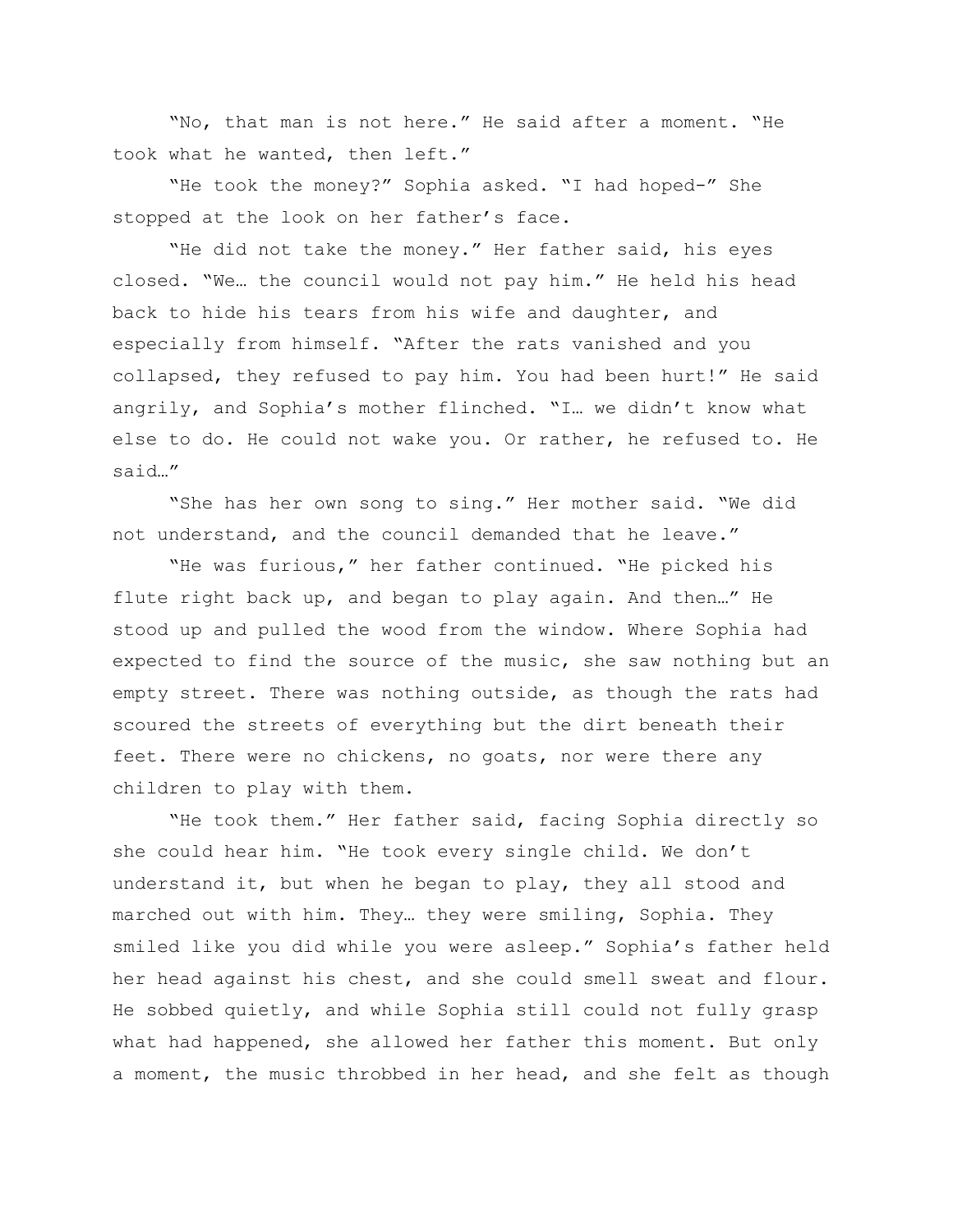"No, that man is not here." He said after a moment. "He took what he wanted, then left."

"He took the money?" Sophia asked. "I had hoped-" She stopped at the look on her father's face.

"He did not take the money." Her father said, his eyes closed. "We… the council would not pay him." He held his head back to hide his tears from his wife and daughter, and especially from himself. "After the rats vanished and you collapsed, they refused to pay him. You had been hurt!" He said angrily, and Sophia's mother flinched. "I… we didn't know what else to do. He could not wake you. Or rather, he refused to. He said…"

"She has her own song to sing." Her mother said. "We did not understand, and the council demanded that he leave."

"He was furious," her father continued. "He picked his flute right back up, and began to play again. And then…" He stood up and pulled the wood from the window. Where Sophia had expected to find the source of the music, she saw nothing but an empty street. There was nothing outside, as though the rats had scoured the streets of everything but the dirt beneath their feet. There were no chickens, no goats, nor were there any children to play with them.

"He took them." Her father said, facing Sophia directly so she could hear him. "He took every single child. We don't understand it, but when he began to play, they all stood and marched out with him. They… they were smiling, Sophia. They smiled like you did while you were asleep." Sophia's father held her head against his chest, and she could smell sweat and flour. He sobbed quietly, and while Sophia still could not fully grasp what had happened, she allowed her father this moment. But only a moment, the music throbbed in her head, and she felt as though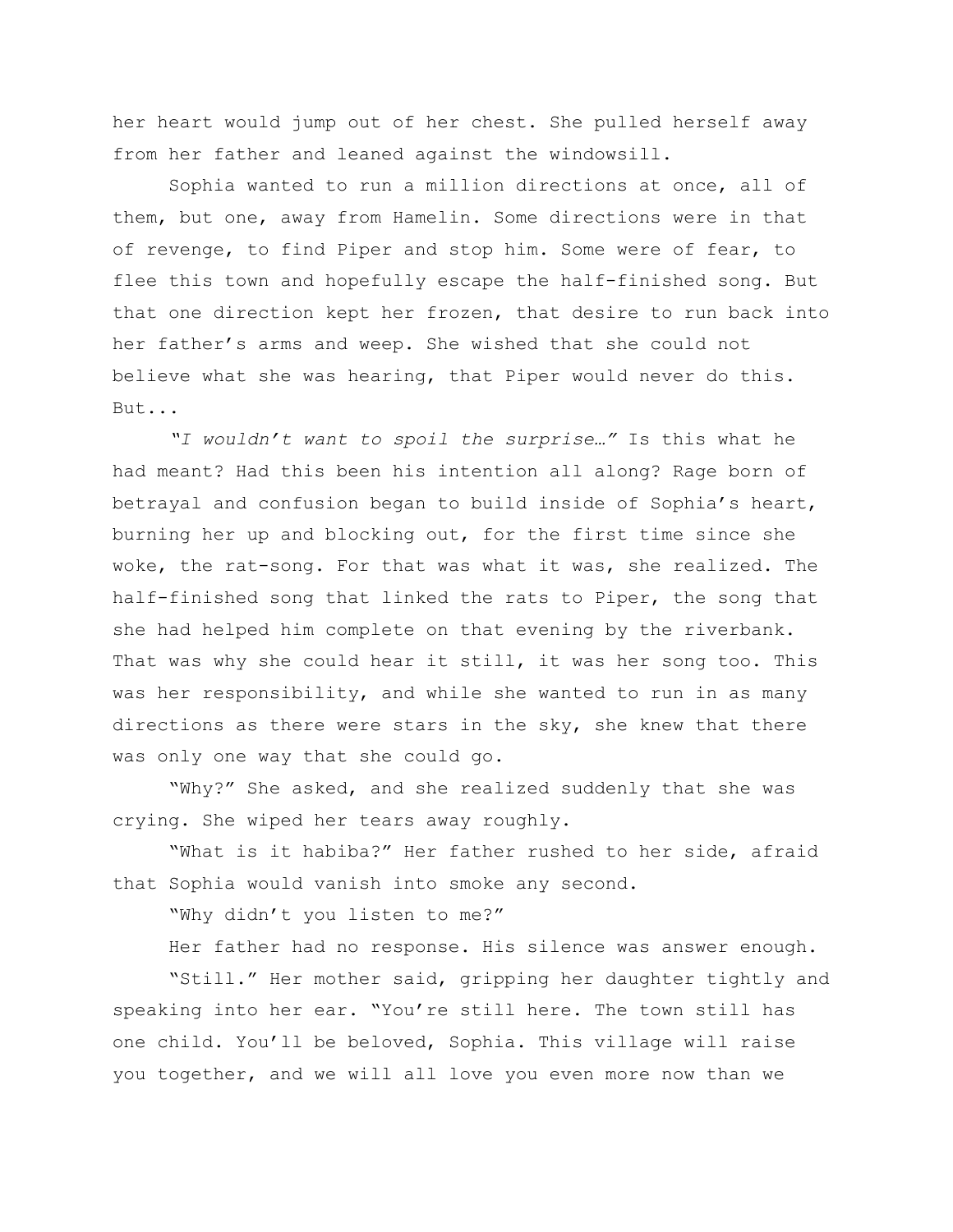her heart would jump out of her chest. She pulled herself away from her father and leaned against the windowsill.

Sophia wanted to run a million directions at once, all of them, but one, away from Hamelin. Some directions were in that of revenge, to find Piper and stop him. Some were of fear, to flee this town and hopefully escape the half-finished song. But that one direction kept her frozen, that desire to run back into her father's arms and weep. She wished that she could not believe what she was hearing, that Piper would never do this. But...

*"I wouldn't want to spoil the surprise…"* Is this what he had meant? Had this been his intention all along? Rage born of betrayal and confusion began to build inside of Sophia's heart, burning her up and blocking out, for the first time since she woke, the rat-song. For that was what it was, she realized. The half-finished song that linked the rats to Piper, the song that she had helped him complete on that evening by the riverbank. That was why she could hear it still, it was her song too. This was her responsibility, and while she wanted to run in as many directions as there were stars in the sky, she knew that there was only one way that she could go.

"Why?" She asked, and she realized suddenly that she was crying. She wiped her tears away roughly.

"What is it habiba?" Her father rushed to her side, afraid that Sophia would vanish into smoke any second.

"Why didn't you listen to me?"

Her father had no response. His silence was answer enough.

"Still." Her mother said, gripping her daughter tightly and speaking into her ear. "You're still here. The town still has one child. You'll be beloved, Sophia. This village will raise you together, and we will all love you even more now than we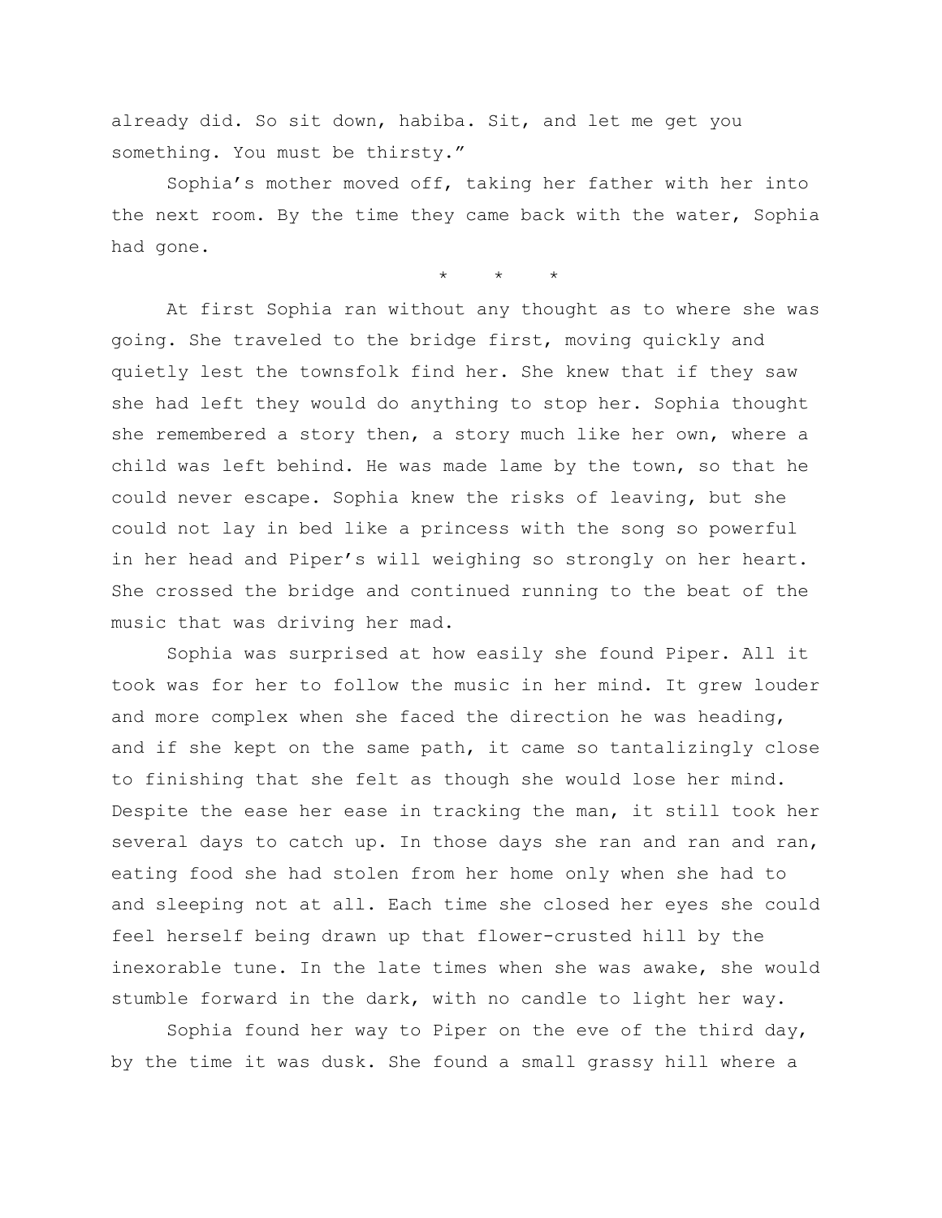already did. So sit down, habiba. Sit, and let me get you something. You must be thirsty."

Sophia's mother moved off, taking her father with her into the next room. By the time they came back with the water, Sophia had gone.

\*    \*    \*

At first Sophia ran without any thought as to where she was going. She traveled to the bridge first, moving quickly and quietly lest the townsfolk find her. She knew that if they saw she had left they would do anything to stop her. Sophia thought she remembered a story then, a story much like her own, where a child was left behind. He was made lame by the town, so that he could never escape. Sophia knew the risks of leaving, but she could not lay in bed like a princess with the song so powerful in her head and Piper's will weighing so strongly on her heart. She crossed the bridge and continued running to the beat of the music that was driving her mad.

Sophia was surprised at how easily she found Piper. All it took was for her to follow the music in her mind. It grew louder and more complex when she faced the direction he was heading, and if she kept on the same path, it came so tantalizingly close to finishing that she felt as though she would lose her mind. Despite the ease her ease in tracking the man, it still took her several days to catch up. In those days she ran and ran and ran, eating food she had stolen from her home only when she had to and sleeping not at all. Each time she closed her eyes she could feel herself being drawn up that flower-crusted hill by the inexorable tune. In the late times when she was awake, she would stumble forward in the dark, with no candle to light her way.

Sophia found her way to Piper on the eve of the third day, by the time it was dusk. She found a small grassy hill where a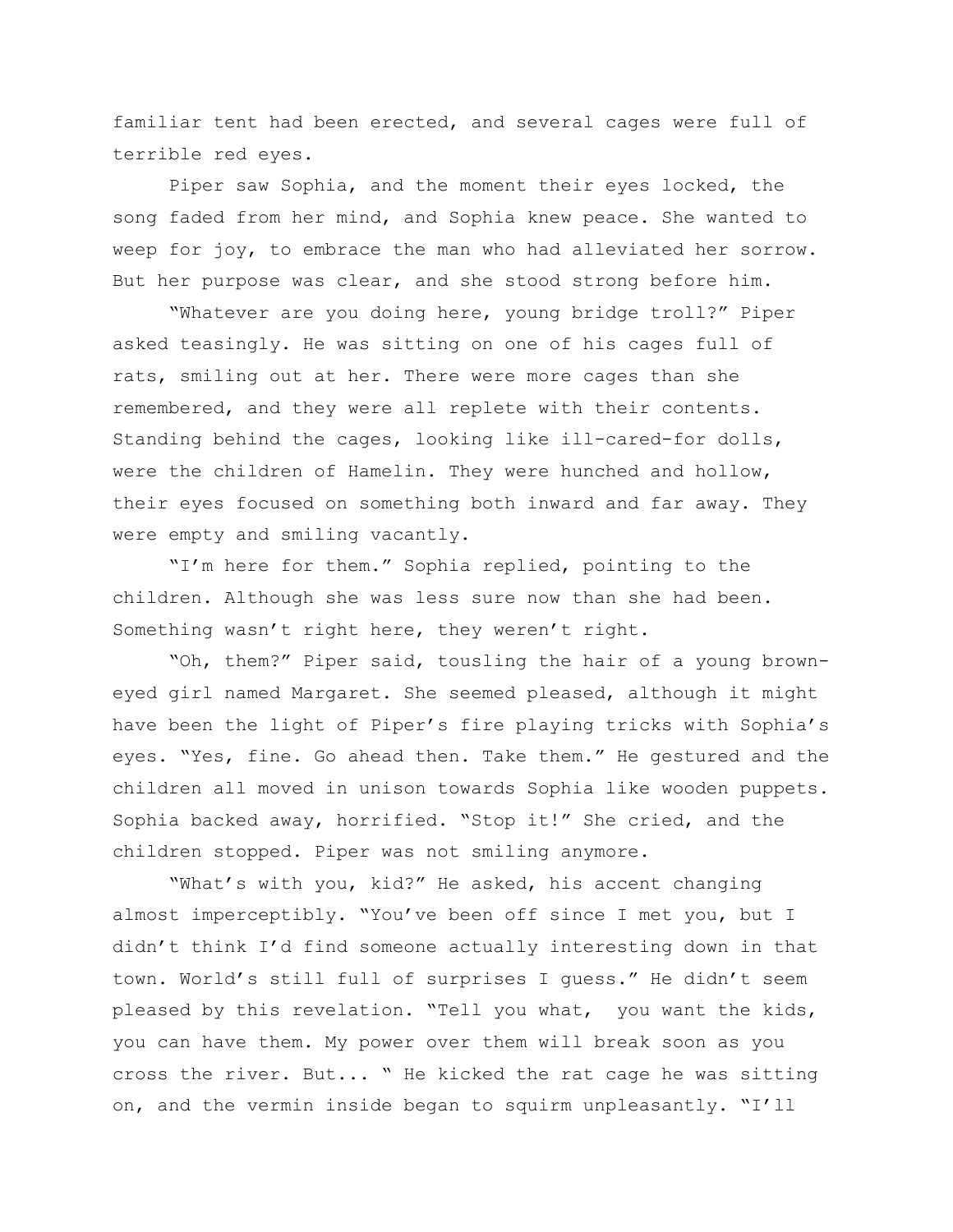familiar tent had been erected, and several cages were full of terrible red eyes.

Piper saw Sophia, and the moment their eyes locked, the song faded from her mind, and Sophia knew peace. She wanted to weep for joy, to embrace the man who had alleviated her sorrow. But her purpose was clear, and she stood strong before him.

"Whatever are you doing here, young bridge troll?" Piper asked teasingly. He was sitting on one of his cages full of rats, smiling out at her. There were more cages than she remembered, and they were all replete with their contents. Standing behind the cages, looking like ill-cared-for dolls, were the children of Hamelin. They were hunched and hollow, their eyes focused on something both inward and far away. They were empty and smiling vacantly.

"I'm here for them." Sophia replied, pointing to the children. Although she was less sure now than she had been. Something wasn't right here, they weren't right.

"Oh, them?" Piper said, tousling the hair of a young brown-eyed girl named Margaret. She seemed pleased, although it might have been the light of Piper's fire playing tricks with Sophia's eyes. "Yes, fine. Go ahead then. Take them." He gestured and the children all moved in unison towards Sophia like wooden puppets. Sophia backed away, horrified. "Stop it!" She cried, and the children stopped. Piper was not smiling anymore.

"What's with you, kid?" He asked, his accent changing almost imperceptibly. "You've been off since I met you, but I didn't think I'd find someone actually interesting down in that town. World's still full of surprises I guess." He didn't seem pleased by this revelation. "Tell you what, you want the kids, you can have them. My power over them will break soon as you cross the river. But... " He kicked the rat cage he was sitting on, and the vermin inside began to squirm unpleasantly. "I'll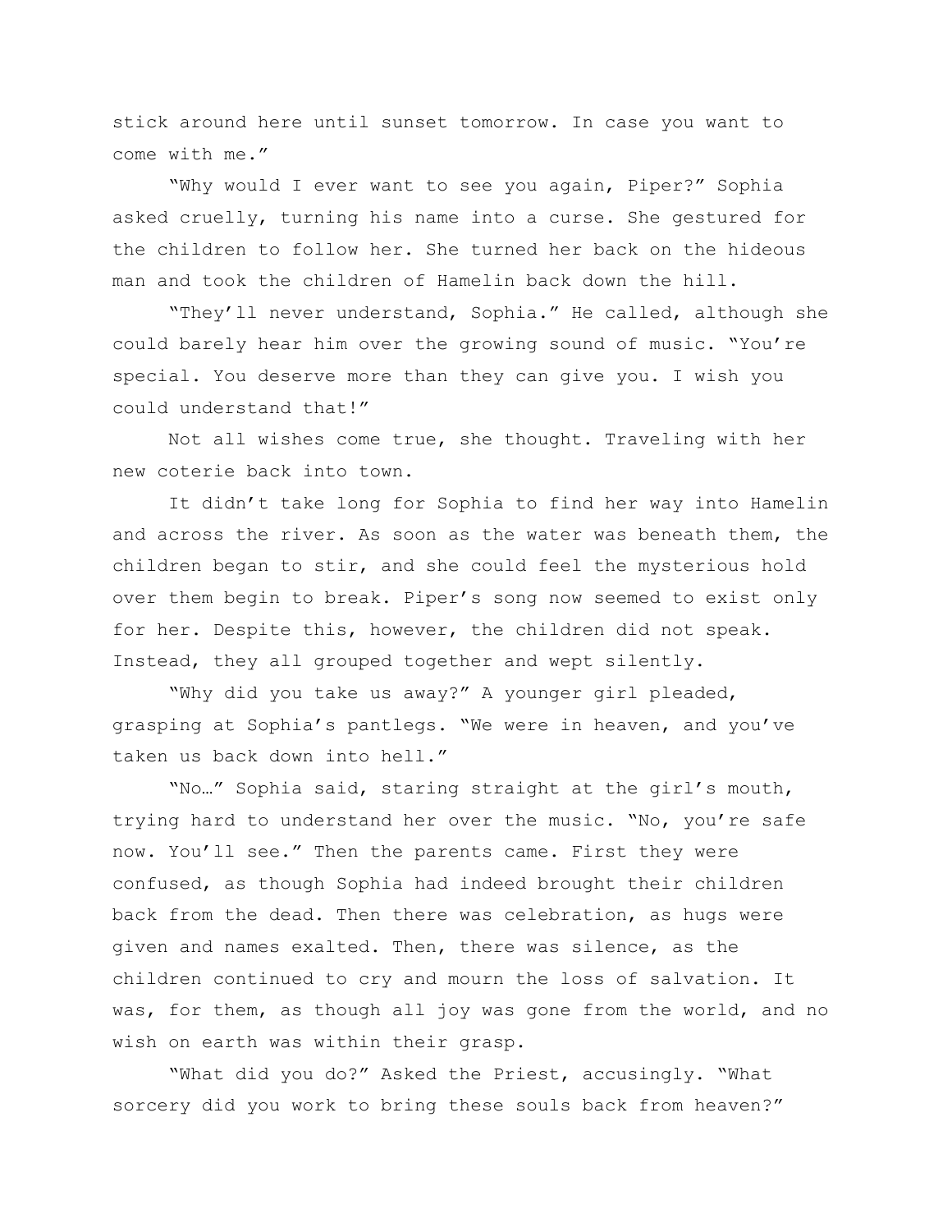stick around here until sunset tomorrow. In case you want to come with me."

"Why would I ever want to see you again, Piper?" Sophia asked cruelly, turning his name into a curse. She gestured for the children to follow her. She turned her back on the hideous man and took the children of Hamelin back down the hill.

"They'll never understand, Sophia." He called, although she could barely hear him over the growing sound of music. "You're special. You deserve more than they can give you. I wish you could understand that!"

Not all wishes come true, she thought. Traveling with her new coterie back into town.

It didn't take long for Sophia to find her way into Hamelin and across the river. As soon as the water was beneath them, the children began to stir, and she could feel the mysterious hold over them begin to break. Piper's song now seemed to exist only for her. Despite this, however, the children did not speak. Instead, they all grouped together and wept silently.

"Why did you take us away?" A younger girl pleaded, grasping at Sophia's pantlegs. "We were in heaven, and you've taken us back down into hell."

"No…" Sophia said, staring straight at the girl's mouth, trying hard to understand her over the music. "No, you're safe now. You'll see." Then the parents came. First they were confused, as though Sophia had indeed brought their children back from the dead. Then there was celebration, as hugs were given and names exalted. Then, there was silence, as the children continued to cry and mourn the loss of salvation. It was, for them, as though all joy was gone from the world, and no wish on earth was within their grasp.

"What did you do?" Asked the Priest, accusingly. "What sorcery did you work to bring these souls back from heaven?"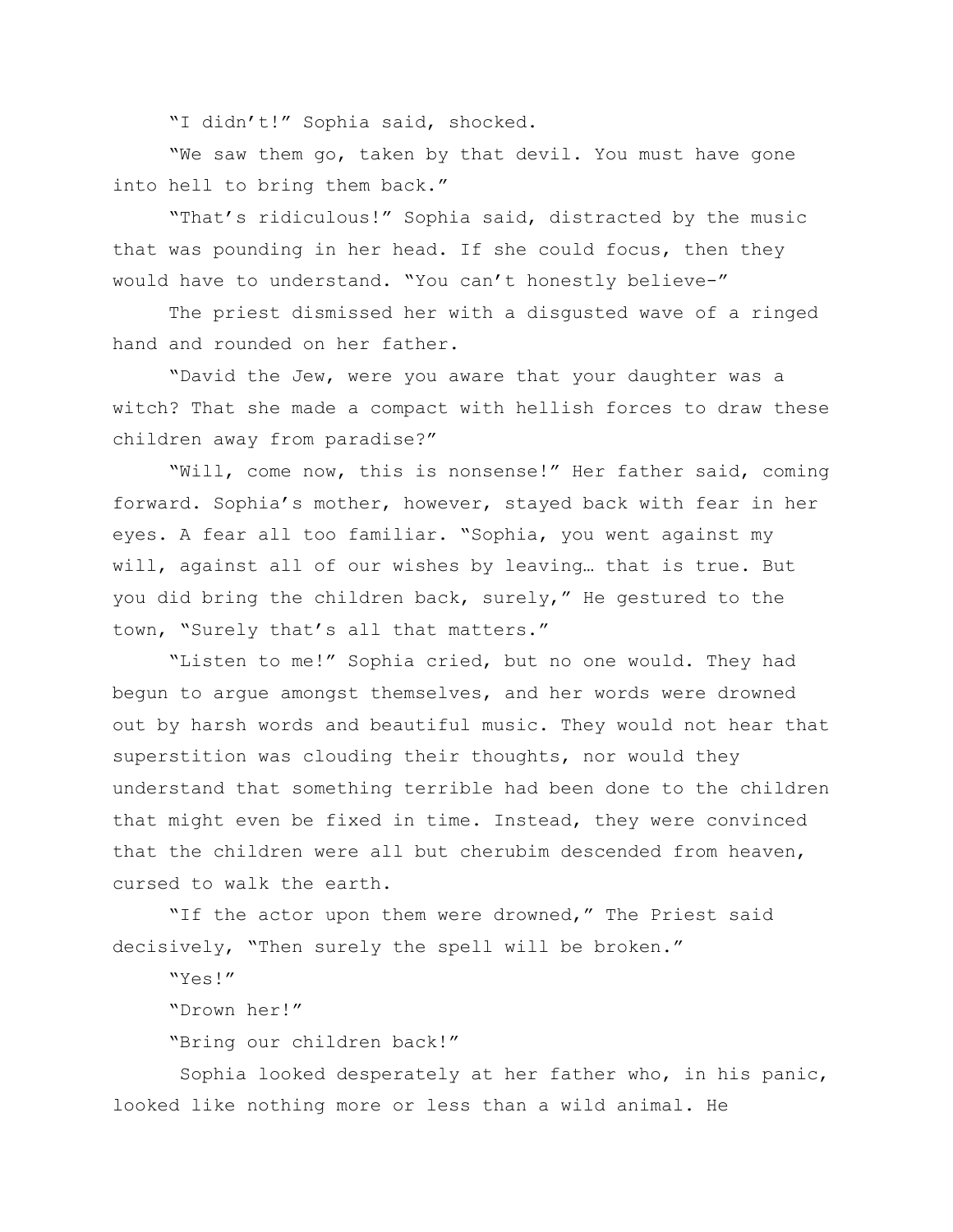"I didn't!" Sophia said, shocked.

"We saw them go, taken by that devil. You must have gone into hell to bring them back."

"That's ridiculous!" Sophia said, distracted by the music that was pounding in her head. If she could focus, then they would have to understand. "You can't honestly believe-"

The priest dismissed her with a disgusted wave of a ringed hand and rounded on her father.

"David the Jew, were you aware that your daughter was a witch? That she made a compact with hellish forces to draw these children away from paradise?"

"Will, come now, this is nonsense!" Her father said, coming forward. Sophia's mother, however, stayed back with fear in her eyes. A fear all too familiar. "Sophia, you went against my will, against all of our wishes by leaving… that is true. But you did bring the children back, surely," He gestured to the town, "Surely that's all that matters."

"Listen to me!" Sophia cried, but no one would. They had begun to argue amongst themselves, and her words were drowned out by harsh words and beautiful music. They would not hear that superstition was clouding their thoughts, nor would they understand that something terrible had been done to the children that might even be fixed in time. Instead, they were convinced that the children were all but cherubim descended from heaven, cursed to walk the earth.

"If the actor upon them were drowned," The Priest said decisively, "Then surely the spell will be broken."

"Yes!"

"Drown her!"

"Bring our children back!"

Sophia looked desperately at her father who, in his panic, looked like nothing more or less than a wild animal. He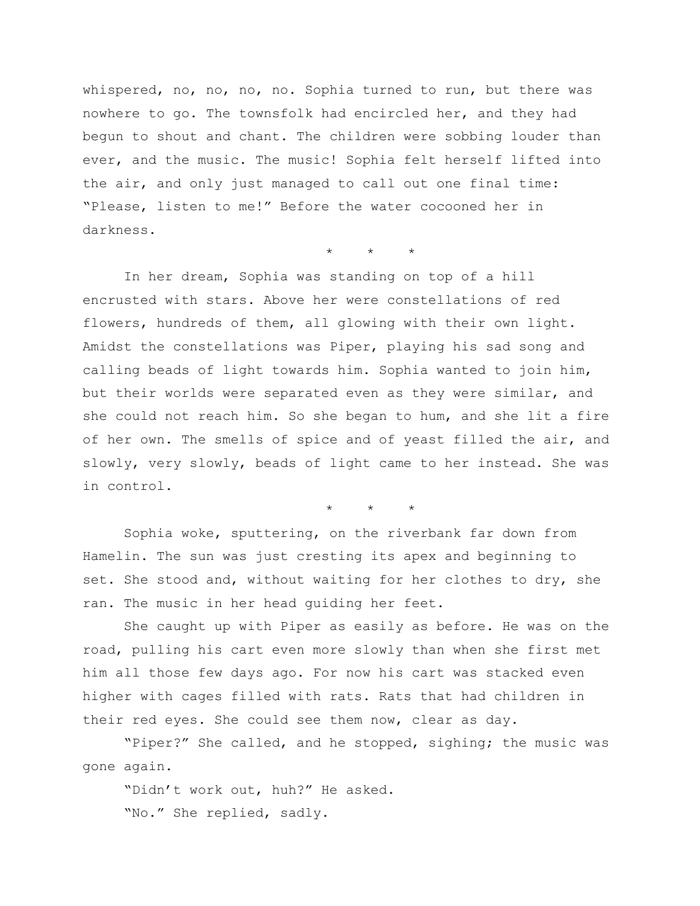whispered, no, no, no, no. Sophia turned to run, but there was nowhere to go. The townsfolk had encircled her, and they had begun to shout and chant. The children were sobbing louder than ever, and the music. The music! Sophia felt herself lifted into the air, and only just managed to call out one final time: "Please, listen to me!" Before the water cocooned her in darkness.

\*    \*    \*

In her dream, Sophia was standing on top of a hill encrusted with stars. Above her were constellations of red flowers, hundreds of them, all glowing with their own light. Amidst the constellations was Piper, playing his sad song and calling beads of light towards him. Sophia wanted to join him, but their worlds were separated even as they were similar, and she could not reach him. So she began to hum, and she lit a fire of her own. The smells of spice and of yeast filled the air, and slowly, very slowly, beads of light came to her instead. She was in control.

\*    \*    \*

Sophia woke, sputtering, on the riverbank far down from Hamelin. The sun was just cresting its apex and beginning to set. She stood and, without waiting for her clothes to dry, she ran. The music in her head guiding her feet.

She caught up with Piper as easily as before. He was on the road, pulling his cart even more slowly than when she first met him all those few days ago. For now his cart was stacked even higher with cages filled with rats. Rats that had children in their red eyes. She could see them now, clear as day.

"Piper?" She called, and he stopped, sighing; the music was gone again.

"Didn't work out, huh?" He asked.

"No." She replied, sadly.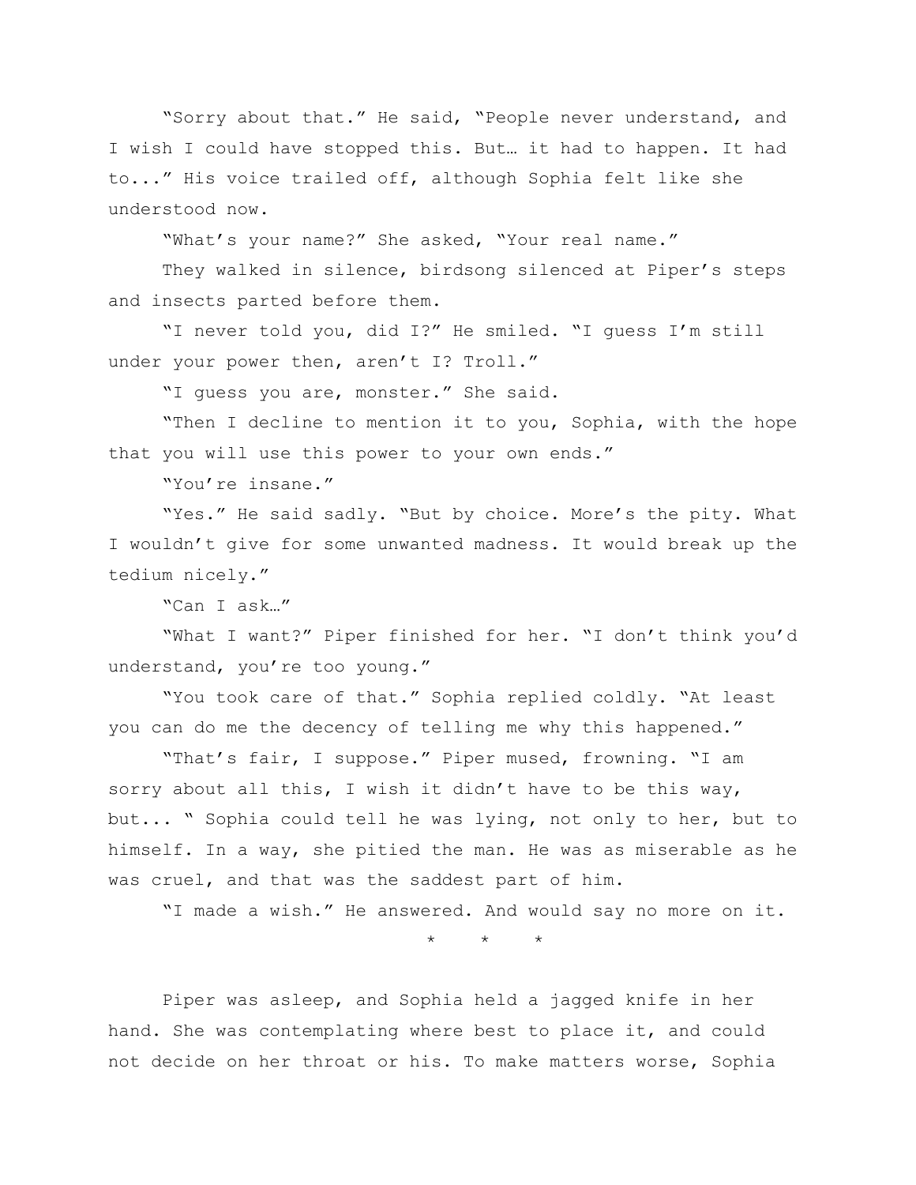"Sorry about that." He said, "People never understand, and I wish I could have stopped this. But… it had to happen. It had to..." His voice trailed off, although Sophia felt like she understood now.

"What's your name?" She asked, "Your real name."

They walked in silence, birdsong silenced at Piper's steps and insects parted before them.

"I never told you, did I?" He smiled. "I guess I'm still under your power then, aren't I? Troll."

"I guess you are, monster." She said.

"Then I decline to mention it to you, Sophia, with the hope that you will use this power to your own ends."

"You're insane."

"Yes." He said sadly. "But by choice. More's the pity. What I wouldn't give for some unwanted madness. It would break up the tedium nicely."

"Can I ask…"

"What I want?" Piper finished for her. "I don't think you'd understand, you're too young."

"You took care of that." Sophia replied coldly. "At least you can do me the decency of telling me why this happened."

"That's fair, I suppose." Piper mused, frowning. "I am sorry about all this, I wish it didn't have to be this way, but... " Sophia could tell he was lying, not only to her, but to himself. In a way, she pitied the man. He was as miserable as he was cruel, and that was the saddest part of him.

"I made a wish." He answered. And would say no more on it.

\* \* \*

Piper was asleep, and Sophia held a jagged knife in her hand. She was contemplating where best to place it, and could not decide on her throat or his. To make matters worse, Sophia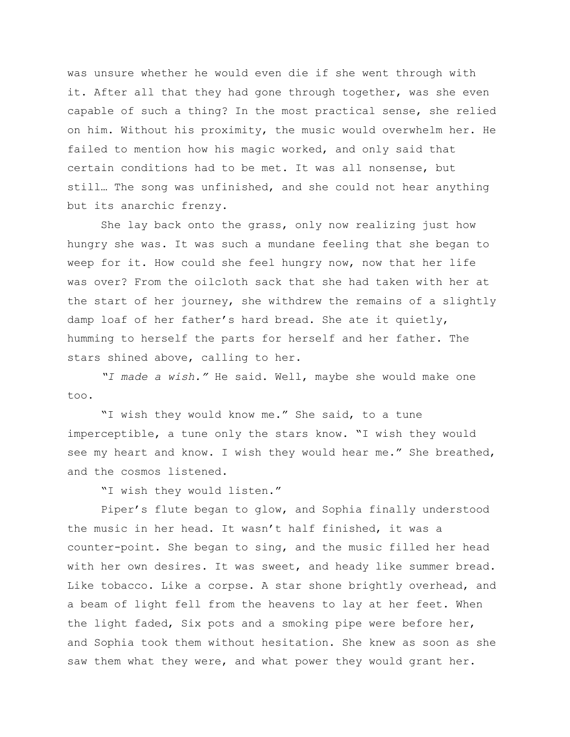was unsure whether he would even die if she went through with it. After all that they had gone through together, was she even capable of such a thing? In the most practical sense, she relied on him. Without his proximity, the music would overwhelm her. He failed to mention how his magic worked, and only said that certain conditions had to be met. It was all nonsense, but still… The song was unfinished, and she could not hear anything but its anarchic frenzy.

She lay back onto the grass, only now realizing just how hungry she was. It was such a mundane feeling that she began to weep for it. How could she feel hungry now, now that her life was over? From the oilcloth sack that she had taken with her at the start of her journey, she withdrew the remains of a slightly damp loaf of her father's hard bread. She ate it quietly, humming to herself the parts for herself and her father. The stars shined above, calling to her.

*"I made a wish."* He said. Well, maybe she would make one too.

"I wish they would know me." She said, to a tune imperceptible, a tune only the stars know. "I wish they would see my heart and know. I wish they would hear me." She breathed, and the cosmos listened.

"I wish they would listen."

Piper's flute began to glow, and Sophia finally understood the music in her head. It wasn't half finished, it was a counter-point. She began to sing, and the music filled her head with her own desires. It was sweet, and heady like summer bread. Like tobacco. Like a corpse. A star shone brightly overhead, and a beam of light fell from the heavens to lay at her feet. When the light faded, Six pots and a smoking pipe were before her, and Sophia took them without hesitation. She knew as soon as she saw them what they were, and what power they would grant her.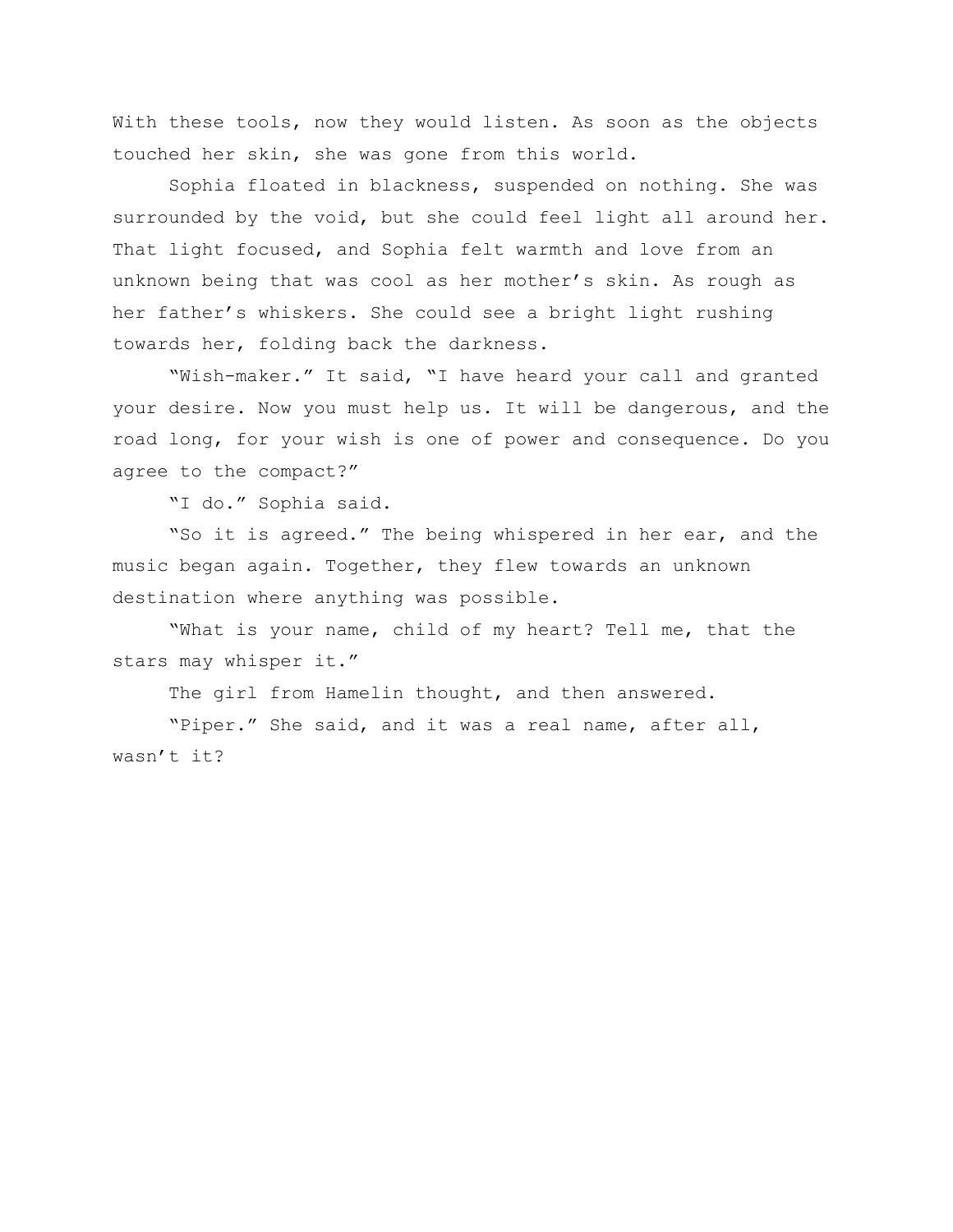With these tools, now they would listen. As soon as the objects touched her skin, she was gone from this world.

Sophia floated in blackness, suspended on nothing. She was surrounded by the void, but she could feel light all around her. That light focused, and Sophia felt warmth and love from an unknown being that was cool as her mother's skin. As rough as her father's whiskers. She could see a bright light rushing towards her, folding back the darkness.

"Wish-maker." It said, "I have heard your call and granted your desire. Now you must help us. It will be dangerous, and the road long, for your wish is one of power and consequence. Do you agree to the compact?"

"I do." Sophia said.

"So it is agreed." The being whispered in her ear, and the music began again. Together, they flew towards an unknown destination where anything was possible.

"What is your name, child of my heart? Tell me, that the stars may whisper it."

The girl from Hamelin thought, and then answered.

"Piper." She said, and it was a real name, after all, wasn't it?